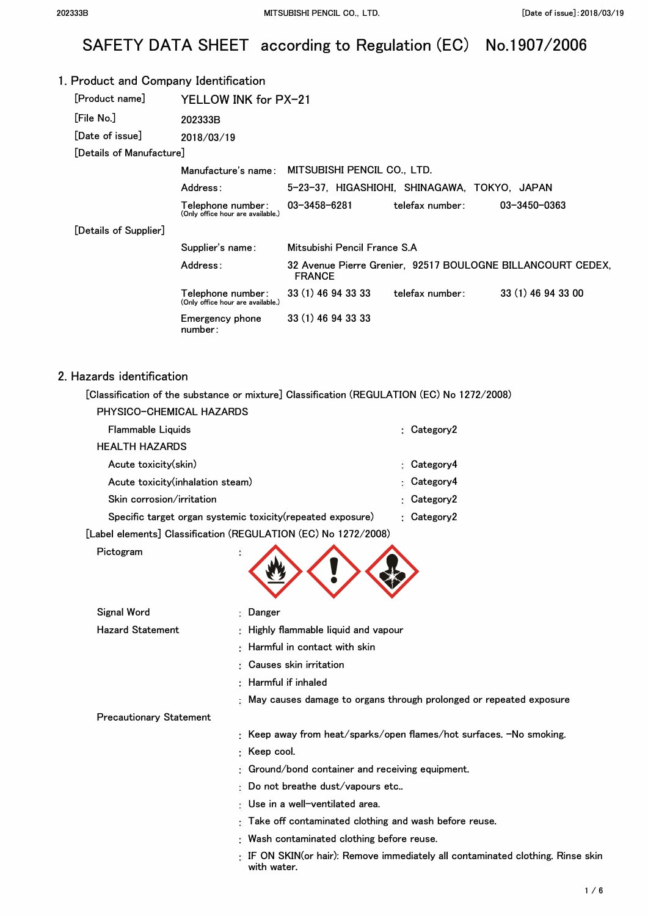# SAFETY DATA SHEET according to Regulation (EC) No.1907/2006

## 1. Product and Company Identification

[Product name] YELLOW INK for PX-21

[File No.] 202333B

[Date of issue] 2018/03/19

[Details of Manufacture]

| | | | |
|---|---|---|---|
| Manufacture's name: | MITSUBISHI PENCIL CO., LTD. | | |
| Address: | 5-23-37, HIGASHIOHI, SHINAGAWA, TOKYO, JAPAN | | |
| Telephone number: (Only office hour are available.) | 03-3458-6281 | telefax number: | 03-3450-0363 |

[Details of Supplier]

| | | | |
|---|---|---|---|
| Supplier's name: | Mitsubishi Pencil France S.A | | |
| Address: | 32 Avenue Pierre Grenier, 92517 BOULOGNE BILLANCOURT CEDEX, FRANCE | | |
| Telephone number: (Only office hour are available.) | 33 (1) 46 94 33 33 | telefax number: | 33 (1) 46 94 33 00 |
| Emergency phone number: | 33 (1) 46 94 33 33 | | |

## 2. Hazards identification

[Classification of the substance or mixture] Classification (REGULATION (EC) No 1272/2008)

PHYSICO-CHEMICAL HAZARDS

- Flammable Liquids : Category2

HEALTH HAZARDS

- Acute toxicity(skin) : Category4
- Acute toxicity(inhalation steam) : Category4
- Skin corrosion/irritation : Category2
- Specific target organ systemic toxicity(repeated exposure) : Category2

[Label elements] Classification (REGULATION (EC) No 1272/2008)

Pictogram :

Signal Word : Danger

Hazard Statement
: Highly flammable liquid and vapour
: Harmful in contact with skin
: Causes skin irritation
: Harmful if inhaled
: May causes damage to organs through prolonged or repeated exposure

Precautionary Statement
: Keep away from heat/sparks/open flames/hot surfaces. -No smoking.
: Keep cool.
: Ground/bond container and receiving equipment.
: Do not breathe dust/vapours etc..
: Use in a well-ventilated area.
: Take off contaminated clothing and wash before reuse.
: Wash contaminated clothing before reuse.
: IF ON SKIN(or hair): Remove immediately all contaminated clothing. Rinse skin with water.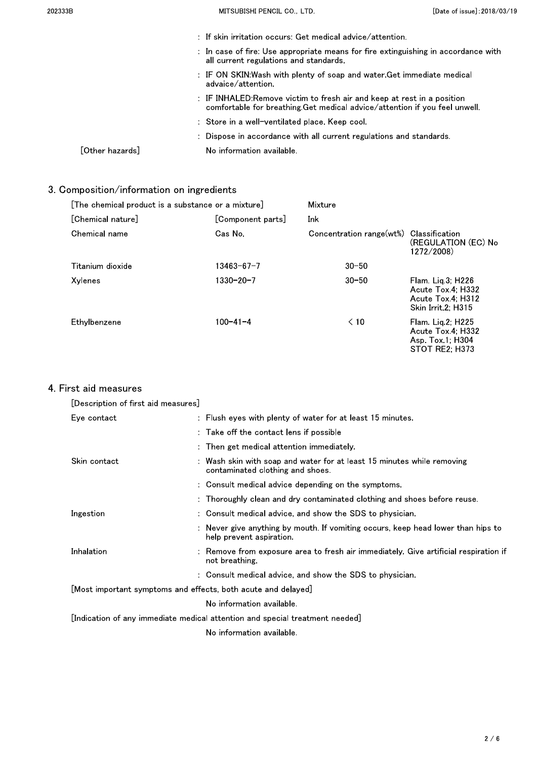: If skin irritation occurs: Get medical advice/attention.

: In case of fire: Use appropriate means for fire extinguishing in accordance with all current regulations and standards.

: IF ON SKIN:Wash with plenty of soap and water.Get immediate medical advaice/attention.

: IF INHALED:Remove victim to fresh air and keep at rest in a position comfortable for breathing.Get medical advice/attention if you feel unwell.

: Store in a well-ventilated place. Keep cool.

: Dispose in accordance with all current regulations and standards.

[Other hazards] No information available.

## 3. Composition/information on ingredients

[The chemical product is a substance or a mixture] Mixture

[Chemical nature] [Component parts] Ink

| Chemical name | Cas No. | Concentration range(wt%) | Classification (REGULATION (EC) No 1272/2008) |
|---|---|---|---|
| Titanium dioxide | 13463-67-7 | 30-50 | |
| Xylenes | 1330-20-7 | 30-50 | Flam. Liq.3; H226<br>Acute Tox.4; H332<br>Acute Tox.4; H312<br>Skin Irrit.2; H315 |
| Ethylbenzene | 100-41-4 | < 10 | Flam. Liq.2; H225<br>Acute Tox.4; H332<br>Asp. Tox.1; H304<br>STOT RE2; H373 |

## 4. First aid measures

[Description of first aid measures]

Eye contact
: Flush eyes with plenty of water for at least 15 minutes.
: Take off the contact lens if possible
: Then get medical attention immediately.

Skin contact
: Wash skin with soap and water for at least 15 minutes while removing contaminated clothing and shoes.
: Consult medical advice depending on the symptoms.
: Thoroughly clean and dry contaminated clothing and shoes before reuse.

Ingestion
: Consult medical advice, and show the SDS to physician.
: Never give anything by mouth. If vomiting occurs, keep head lower than hips to help prevent aspiration.

Inhalation
: Remove from exposure area to fresh air immediately. Give artificial respiration if not breathing.
: Consult medical advice, and show the SDS to physician.

[Most important symptoms and effects, both acute and delayed]

No information available.

[Indication of any immediate medical attention and special treatment needed]

No information available.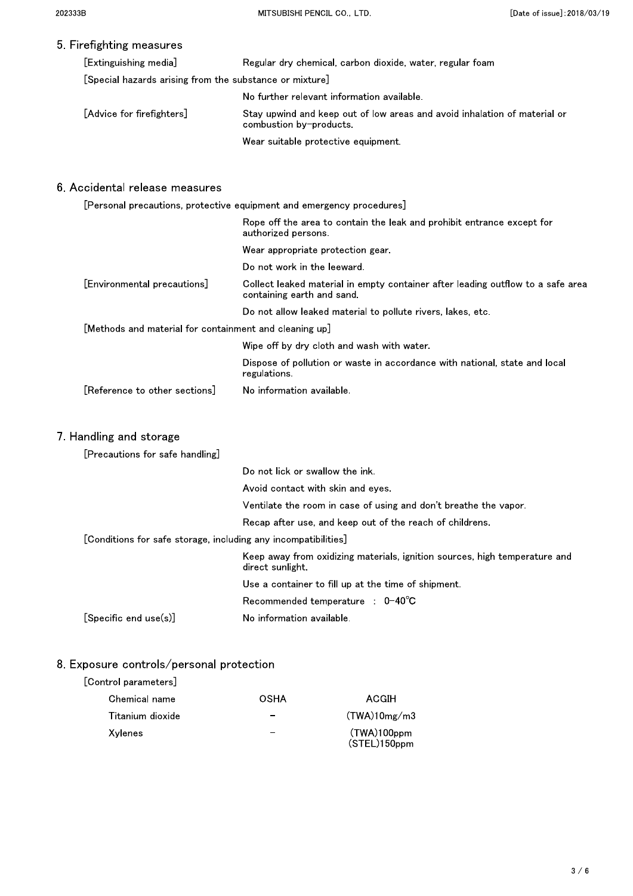## 5. Firefighting measures

[Extinguishing media]
Regular dry chemical, carbon dioxide, water, regular foam

[Special hazards arising from the substance or mixture]
No further relevant information available.

[Advice for firefighters]
Stay upwind and keep out of low areas and avoid inhalation of material or combustion by-products.

Wear suitable protective equipment.

## 6. Accidental release measures

[Personal precautions, protective equipment and emergency procedures]
Rope off the area to contain the leak and prohibit entrance except for authorized persons.

Wear appropriate protection gear.

Do not work in the leeward.

[Environmental precautions]
Collect leaked material in empty container after leading outflow to a safe area containing earth and sand.

Do not allow leaked material to pollute rivers, lakes, etc.

[Methods and material for containment and cleaning up]
Wipe off by dry cloth and wash with water.

Dispose of pollution or waste in accordance with national, state and local regulations.

[Reference to other sections]
No information available.

## 7. Handling and storage

[Precautions for safe handling]
Do not lick or swallow the ink.

Avoid contact with skin and eyes.

Ventilate the room in case of using and don't breathe the vapor.

Recap after use, and keep out of the reach of childrens.

[Conditions for safe storage, including any incompatibilities]
Keep away from oxidizing materials, ignition sources, high temperature and direct sunlight.

Use a container to fill up at the time of shipment.

Recommended temperature : 0-40℃

[Specific end use(s)]
No information available.

## 8. Exposure controls/personal protection

[Control parameters]

| Chemical name | OSHA | ACGIH |
|---|---|---|
| Titanium dioxide | - | (TWA)10mg/m3 |
| Xylenes | - | (TWA)100ppm (STEL)150ppm |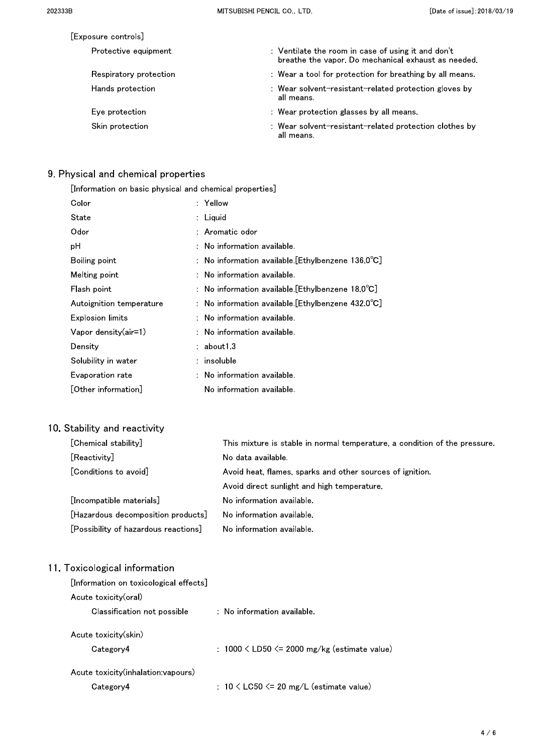[Exposure controls]

| | |
|---|---|
| Protective equipment | : Ventilate the room in case of using it and don't breathe the vapor. Do mechanical exhaust as needed. |
| Respiratory protection | : Wear a tool for protection for breathing by all means. |
| Hands protection | : Wear solvent-resistant-related protection gloves by all means. |
| Eye protection | : Wear protection glasses by all means. |
| Skin protection | : Wear solvent-resistant-related protection clothes by all means. |

## 9. Physical and chemical properties

[Information on basic physical and chemical properties]

| | |
|---|---|
| Color | : Yellow |
| State | : Liquid |
| Odor | : Aromatic odor |
| pH | : No information available. |
| Boiling point | : No information available.[Ethylbenzene 136.0℃] |
| Melting point | : No information available. |
| Flash point | : No information available.[Ethylbenzene 18.0℃] |
| Autoignition temperature | : No information available.[Ethylbenzene 432.0℃] |
| Explosion limits | : No information available. |
| Vapor density(air=1) | : No information available. |
| Density | : about1.3 |
| Solubility in water | : insoluble |
| Evaporation rate | : No information available. |
| [Other information] | No information available. |

## 10. Stability and reactivity

| | |
|---|---|
| [Chemical stability] | This mixture is stable in normal temperature, a condition of the pressure. |
| [Reactivity] | No data available. |
| [Conditions to avoid] | Avoid heat, flames, sparks and other sources of ignition. |
| | Avoid direct sunlight and high temperature. |
| [Incompatible materials] | No information available. |
| [Hazardous decomposition products] | No information available. |
| [Possibility of hazardous reactions] | No information available. |

## 11. Toxicological information

[Information on toxicological effects]

Acute toxicity(oral)

| | |
|---|---|
| Classification not possible | : No information available. |

Acute toxicity(skin)

| | |
|---|---|
| Category4 | : 1000 < LD50 <= 2000 mg/kg (estimate value) |

Acute toxicity(inhalation:vapours)

| | |
|---|---|
| Category4 | : 10 < LC50 <= 20 mg/L (estimate value) |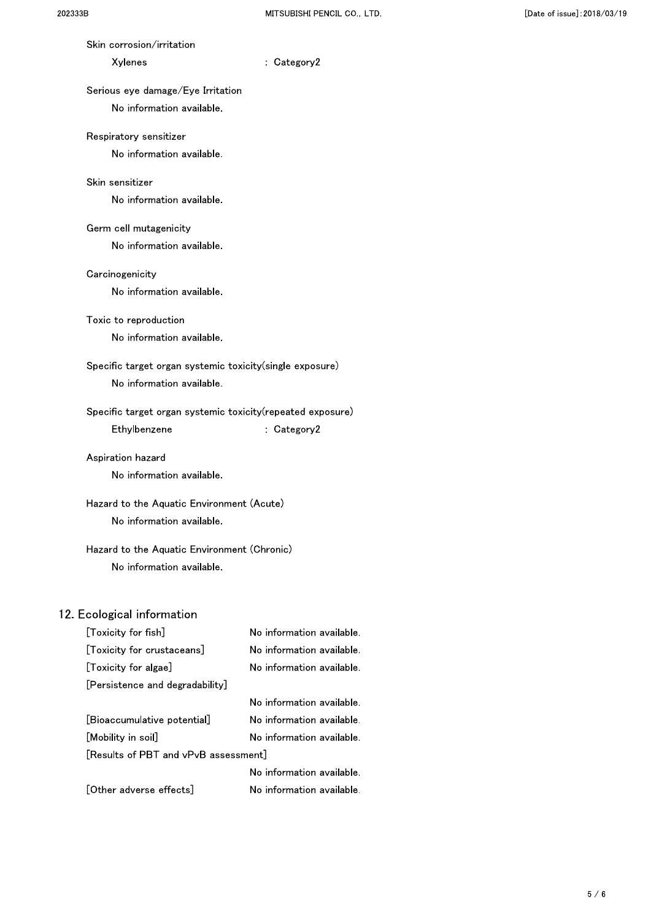Skin corrosion/irritation

Xylenes : Category2

Serious eye damage/Eye Irritation

No information available.

Respiratory sensitizer

No information available.

Skin sensitizer

No information available.

Germ cell mutagenicity

No information available.

Carcinogenicity

No information available.

Toxic to reproduction

No information available.

Specific target organ systemic toxicity(single exposure)

No information available.

Specific target organ systemic toxicity(repeated exposure)

Ethylbenzene : Category2

Aspiration hazard

No information available.

Hazard to the Aquatic Environment (Acute)

No information available.

Hazard to the Aquatic Environment (Chronic)

No information available.

## 12. Ecological information

[Toxicity for fish] No information available.

[Toxicity for crustaceans] No information available.

[Toxicity for algae] No information available.

[Persistence and degradability]

No information available.

[Bioaccumulative potential] No information available.

[Mobility in soil] No information available.

[Results of PBT and vPvB assessment]

No information available.

[Other adverse effects] No information available.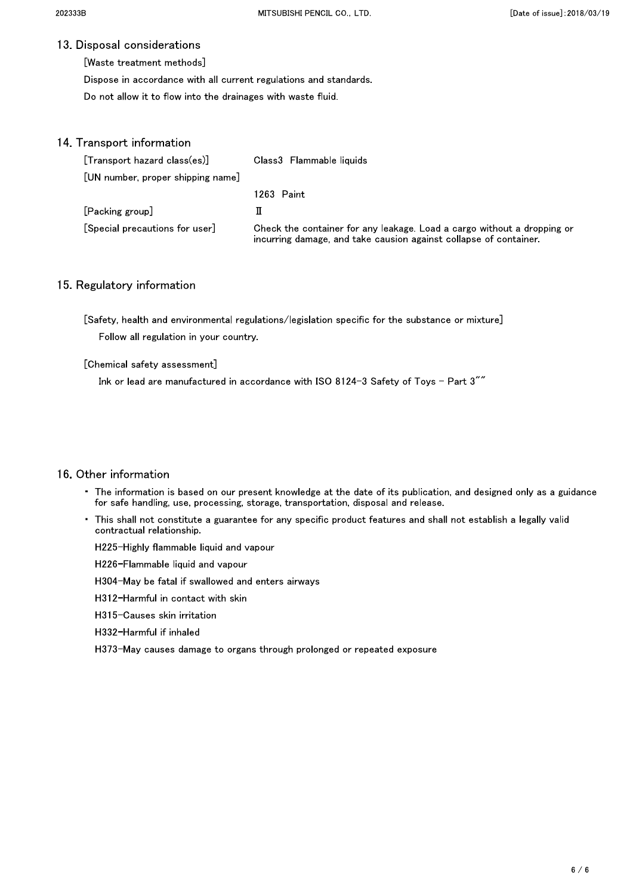## 13. Disposal considerations

[Waste treatment methods]

Dispose in accordance with all current regulations and standards.

Do not allow it to flow into the drainages with waste fluid.

## 14. Transport information

| | |
|---|---|
| [Transport hazard class(es)] | Class3 Flammable liquids |
| [UN number, proper shipping name] | 1263 Paint |
| [Packing group] | II |
| [Special precautions for user] | Check the container for any leakage. Load a cargo without a dropping or incurring damage, and take causion against collapse of container. |

## 15. Regulatory information

[Safety, health and environmental regulations/legislation specific for the substance or mixture]

Follow all regulation in your country.

[Chemical safety assessment]

Ink or lead are manufactured in accordance with ISO 8124-3 Safety of Toys - Part 3""

## 16. Other information

- The information is based on our present knowledge at the date of its publication, and designed only as a guidance for safe handling, use, processing, storage, transportation, disposal and release.
- This shall not constitute a guarantee for any specific product features and shall not establish a legally valid contractual relationship.

H225-Highly flammable liquid and vapour

H226-Flammable liquid and vapour

H304-May be fatal if swallowed and enters airways

H312-Harmful in contact with skin

H315-Causes skin irritation

H332-Harmful if inhaled

H373-May causes damage to organs through prolonged or repeated exposure